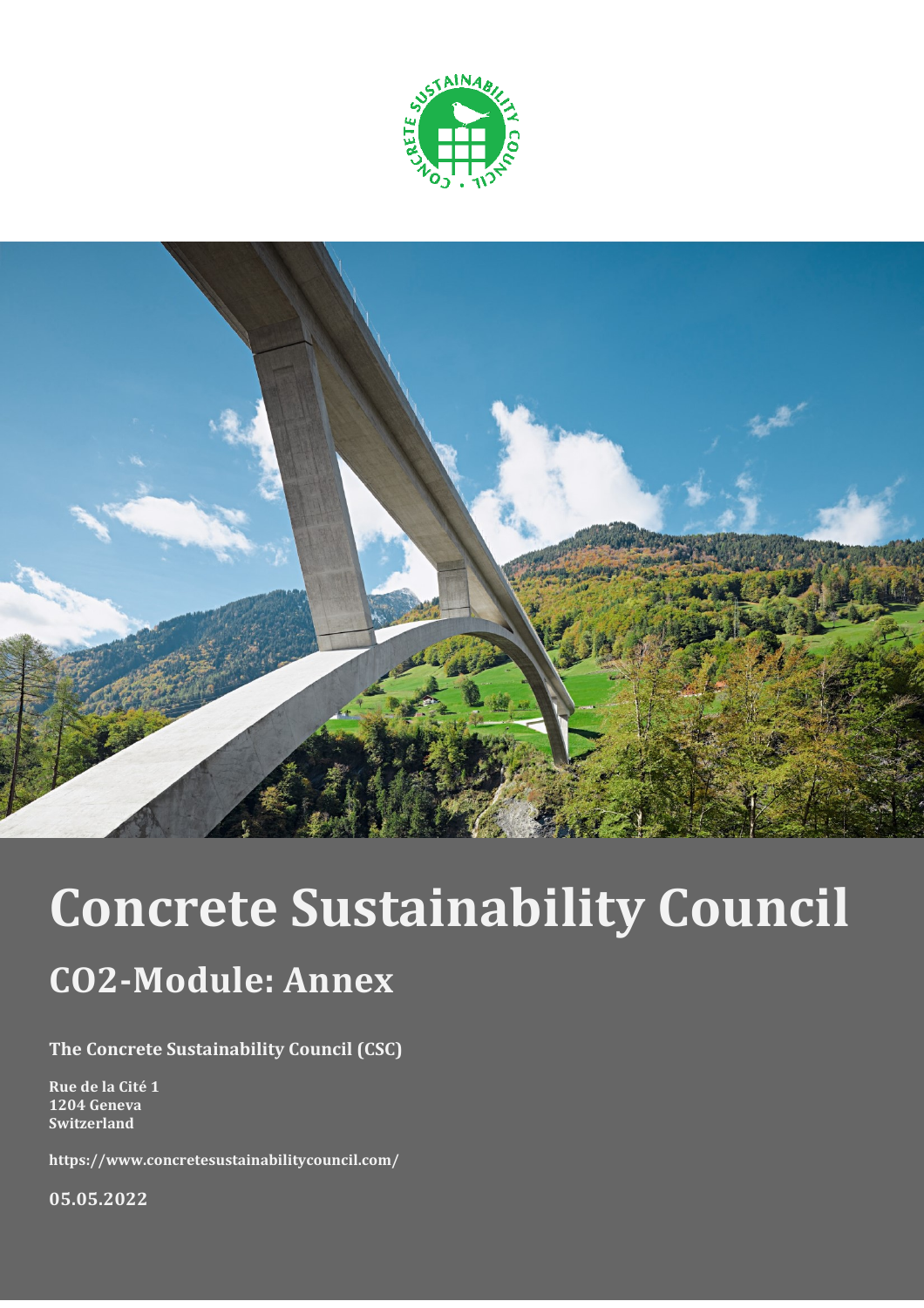# Concrete Sustainability Council

## CO2-Module: Annex

**The Concrete Sustainability Council (CSC)**

**Rue de la Cité 1**
**1204 Geneva**
**Switzerland**

**https://www.concretesustainabilitycouncil.com/**

**05.05.2022**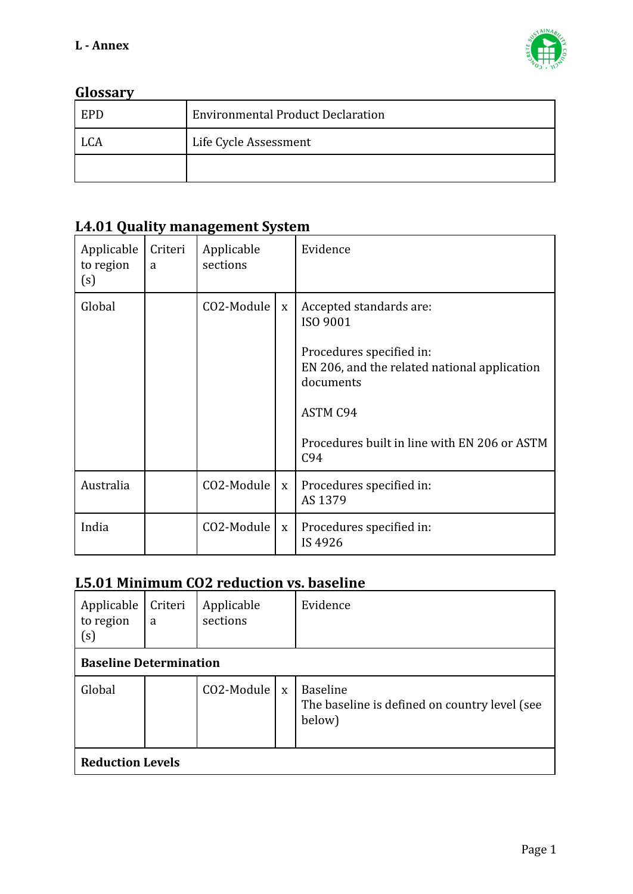**L - Annex**

## Glossary

| EPD | Environmental Product Declaration |
|---|---|
| LCA | Life Cycle Assessment |
| | |

## L4.01 Quality management System

| Applicable to region (s) | Criteria | Applicable sections | | Evidence |
|---|---|---|---|---|
| Global | | CO2-Module | x | Accepted standards are:<br>ISO 9001<br><br>Procedures specified in:<br>EN 206, and the related national application documents<br><br>ASTM C94<br><br>Procedures built in line with EN 206 or ASTM C94 |
| Australia | | CO2-Module | x | Procedures specified in:<br>AS 1379 |
| India | | CO2-Module | x | Procedures specified in:<br>IS 4926 |

## L5.01 Minimum CO2 reduction vs. baseline

| Applicable to region (s) | Criteria | Applicable sections | | Evidence |
|---|---|---|---|---|
| **Baseline Determination** | | | | |
| Global | | CO2-Module | x | Baseline<br>The baseline is defined on country level (see below) |
| **Reduction Levels** | | | | |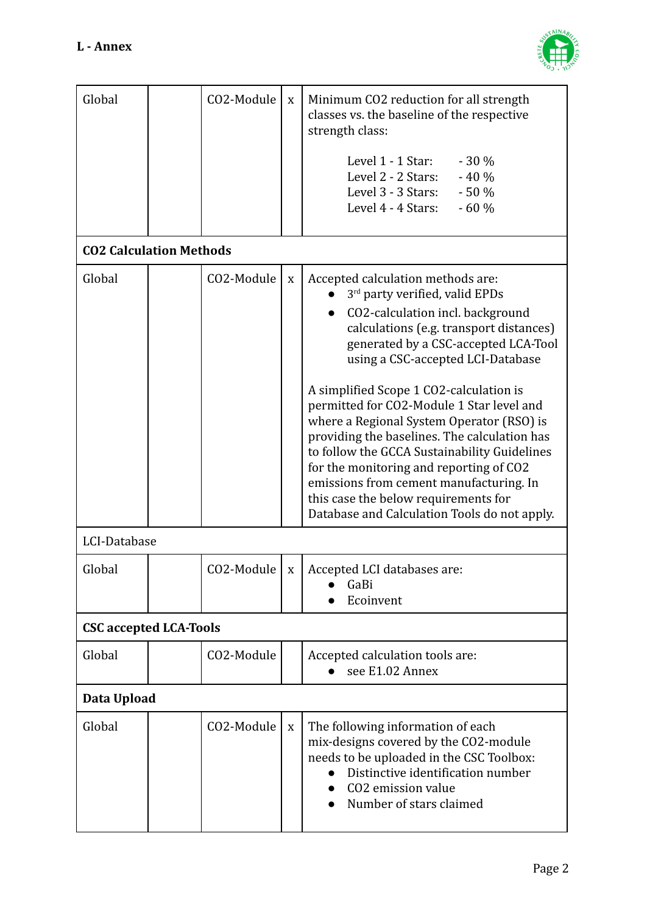| Global | | CO2-Module | x | Minimum CO2 reduction for all strength classes vs. the baseline of the respective strength class:<br><br>Level 1 - 1 Star: - 30 %<br>Level 2 - 2 Stars: - 40 %<br>Level 3 - 3 Stars: - 50 %<br>Level 4 - 4 Stars: - 60 % |
|---|---|---|---|---|
| **CO2 Calculation Methods** | | | | |
| Global | | CO2-Module | x | Accepted calculation methods are:<br>● 3rd party verified, valid EPDs<br>● CO2-calculation incl. background calculations (e.g. transport distances) generated by a CSC-accepted LCA-Tool using a CSC-accepted LCI-Database<br><br>A simplified Scope 1 CO2-calculation is permitted for CO2-Module 1 Star level and where a Regional System Operator (RSO) is providing the baselines. The calculation has to follow the GCCA Sustainability Guidelines for the monitoring and reporting of CO2 emissions from cement manufacturing. In this case the below requirements for Database and Calculation Tools do not apply. |
| LCI-Database | | | | |
| Global | | CO2-Module | x | Accepted LCI databases are:<br>● GaBi<br>● Ecoinvent |
| **CSC accepted LCA-Tools** | | | | |
| Global | | CO2-Module | | Accepted calculation tools are:<br>● see E1.02 Annex |
| **Data Upload** | | | | |
| Global | | CO2-Module | x | The following information of each mix-designs covered by the CO2-module needs to be uploaded in the CSC Toolbox:<br>● Distinctive identification number<br>● CO2 emission value<br>● Number of stars claimed |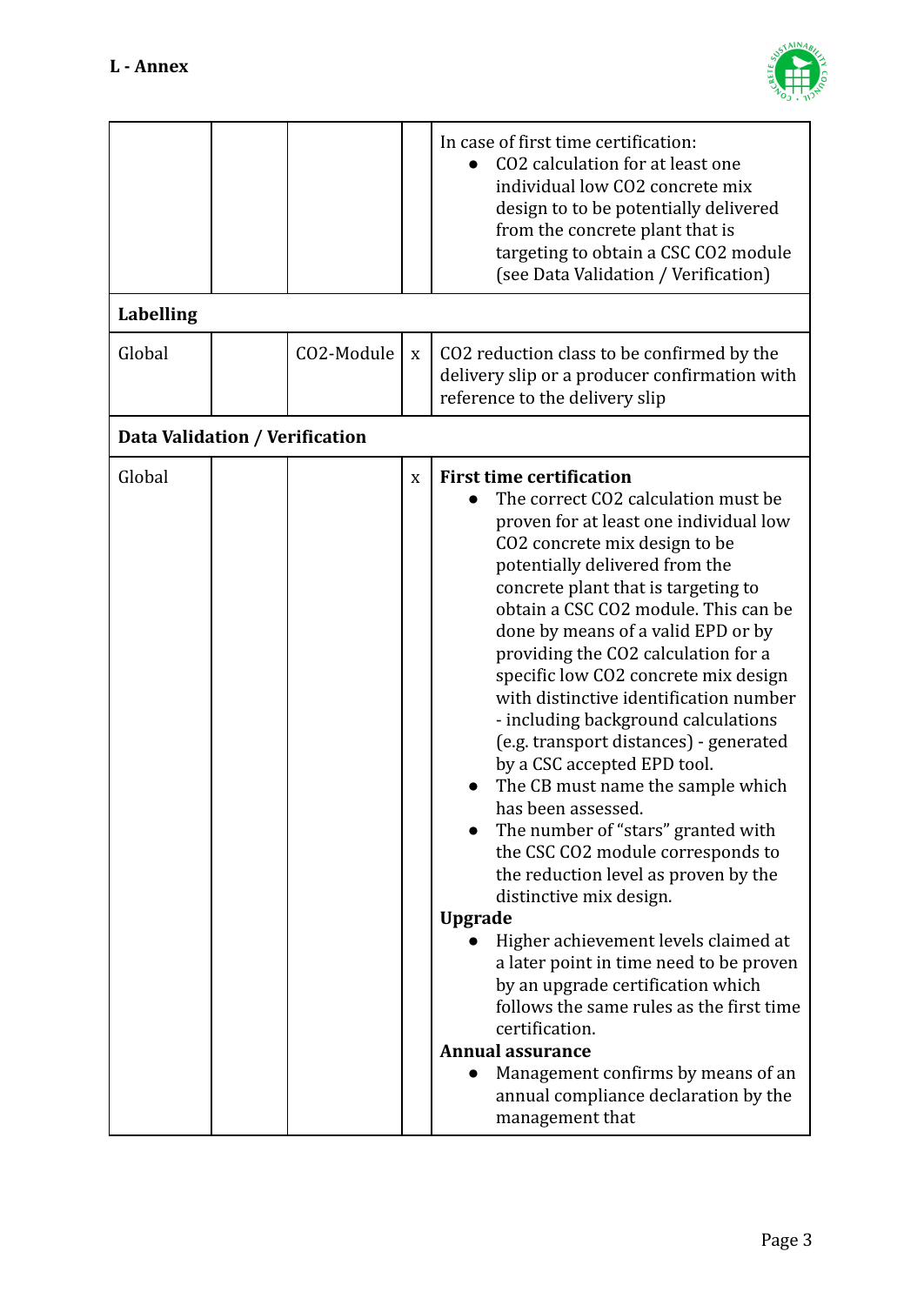| | | | | |
|---|---|---|---|---|
| | | | | In case of first time certification:<br>• $CO_2$ calculation for at least one individual low $CO_2$ concrete mix design to to be potentially delivered from the concrete plant that is targeting to obtain a CSC $CO_2$ module (see Data Validation / Verification) |
| **Labelling** | | | | |
| Global | | $CO_2$-Module | x | $CO_2$ reduction class to be confirmed by the delivery slip or a producer confirmation with reference to the delivery slip |
| **Data Validation / Verification** | | | | |
| Global | | | x | **First time certification**<br>• The correct $CO_2$ calculation must be proven for at least one individual low $CO_2$ concrete mix design to be potentially delivered from the concrete plant that is targeting to obtain a CSC $CO_2$ module. This can be done by means of a valid EPD or by providing the $CO_2$ calculation for a specific low $CO_2$ concrete mix design with distinctive identification number - including background calculations (e.g. transport distances) - generated by a CSC accepted EPD tool.<br>• The CB must name the sample which has been assessed.<br>• The number of "stars" granted with the CSC $CO_2$ module corresponds to the reduction level as proven by the distinctive mix design.<br>**Upgrade**<br>• Higher achievement levels claimed at a later point in time need to be proven by an upgrade certification which follows the same rules as the first time certification.<br>**Annual assurance**<br>• Management confirms by means of an annual compliance declaration by the management that |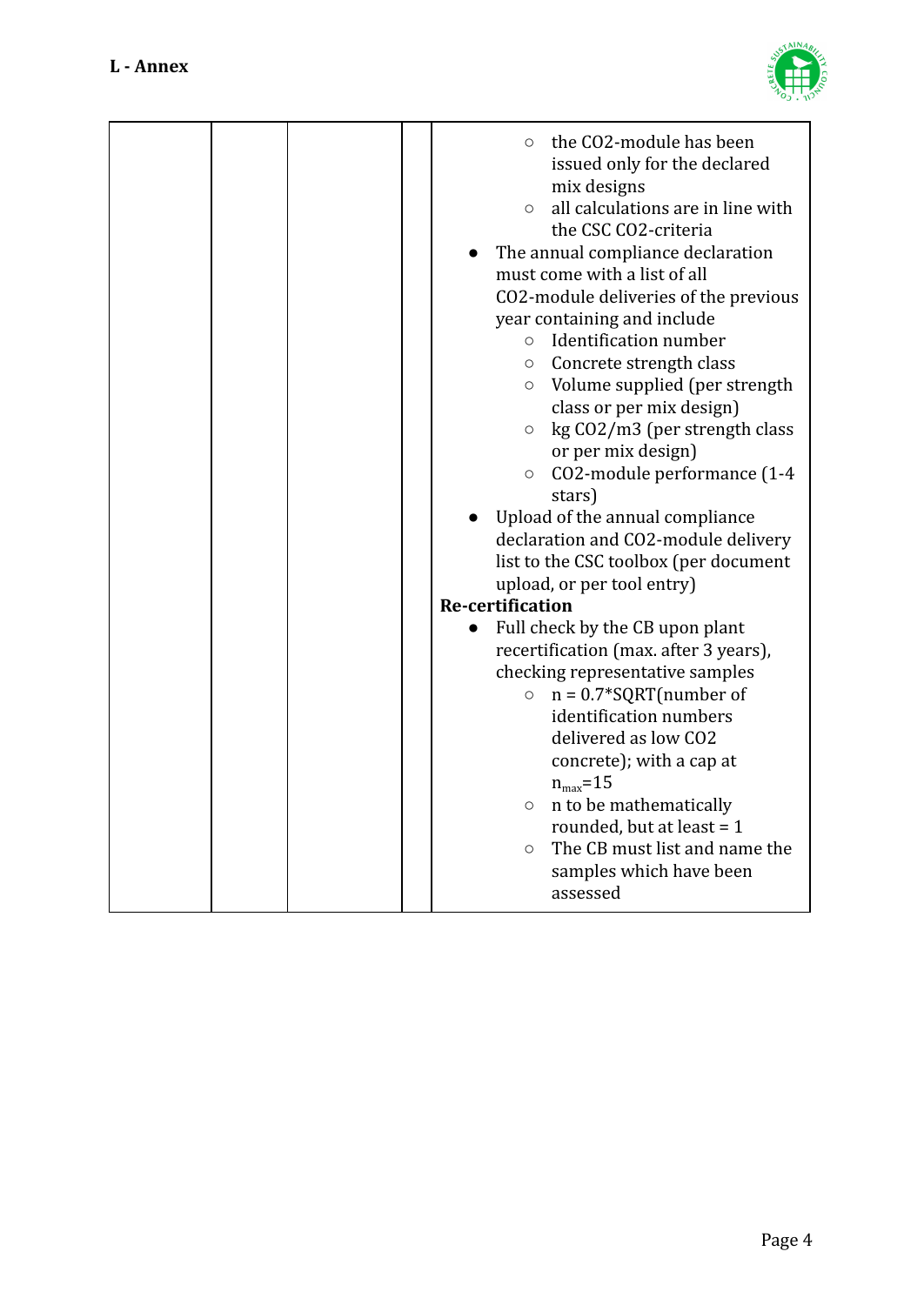| | | | | |
|---|---|---|---|---|
| | | | | ○ the CO2-module has been issued only for the declared mix designs<br>○ all calculations are in line with the CSC CO2-criteria<br>● The annual compliance declaration must come with a list of all CO2-module deliveries of the previous year containing and include<br>○ Identification number<br>○ Concrete strength class<br>○ Volume supplied (per strength class or per mix design)<br>○ kg CO2/m3 (per strength class or per mix design)<br>○ CO2-module performance (1-4 stars)<br>● Upload of the annual compliance declaration and CO2-module delivery list to the CSC toolbox (per document upload, or per tool entry)<br>**Re-certification**<br>● Full check by the CB upon plant recertification (max. after 3 years), checking representative samples<br>○ n = 0.7*SQRT(number of identification numbers delivered as low CO2 concrete); with a cap at $n_{max}$=15<br>○ n to be mathematically rounded, but at least = 1<br>○ The CB must list and name the samples which have been assessed |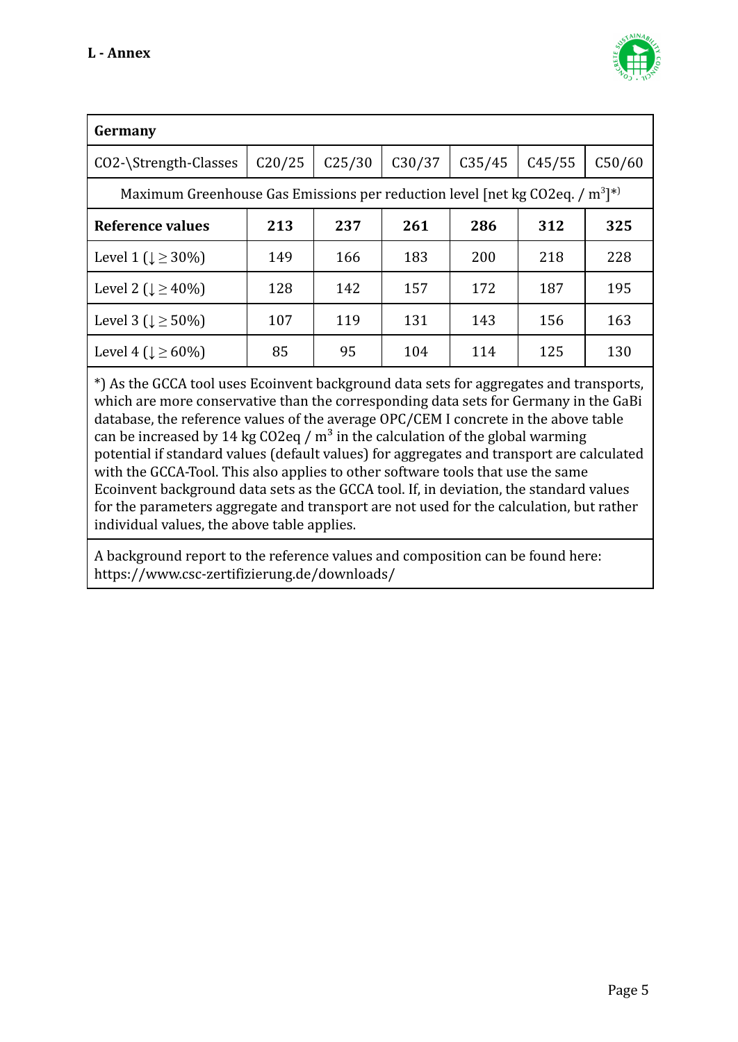**L - Annex**

| Germany | | | | | | |
|---|---|---|---|---|---|---|
| CO2-\Strength-Classes | C20/25 | C25/30 | C30/37 | C35/45 | C45/55 | C50/60 |
| Maximum Greenhouse Gas Emissions per reduction level [net kg CO2eq. / $m^3$]*) | | | | | | |
| **Reference values** | **213** | **237** | **261** | **286** | **312** | **325** |
| Level 1 (↓ ≥ 30%) | 149 | 166 | 183 | 200 | 218 | 228 |
| Level 2 (↓ ≥ 40%) | 128 | 142 | 157 | 172 | 187 | 195 |
| Level 3 (↓ ≥ 50%) | 107 | 119 | 131 | 143 | 156 | 163 |
| Level 4 (↓ ≥ 60%) | 85 | 95 | 104 | 114 | 125 | 130 |

*) As the GCCA tool uses Ecoinvent background data sets for aggregates and transports, which are more conservative than the corresponding data sets for Germany in the GaBi database, the reference values of the average OPC/CEM I concrete in the above table can be increased by 14 kg CO2eq / $m^3$ in the calculation of the global warming potential if standard values (default values) for aggregates and transport are calculated with the GCCA-Tool. This also applies to other software tools that use the same Ecoinvent background data sets as the GCCA tool. If, in deviation, the standard values for the parameters aggregate and transport are not used for the calculation, but rather individual values, the above table applies.

A background report to the reference values and composition can be found here: https://www.csc-zertifizierung.de/downloads/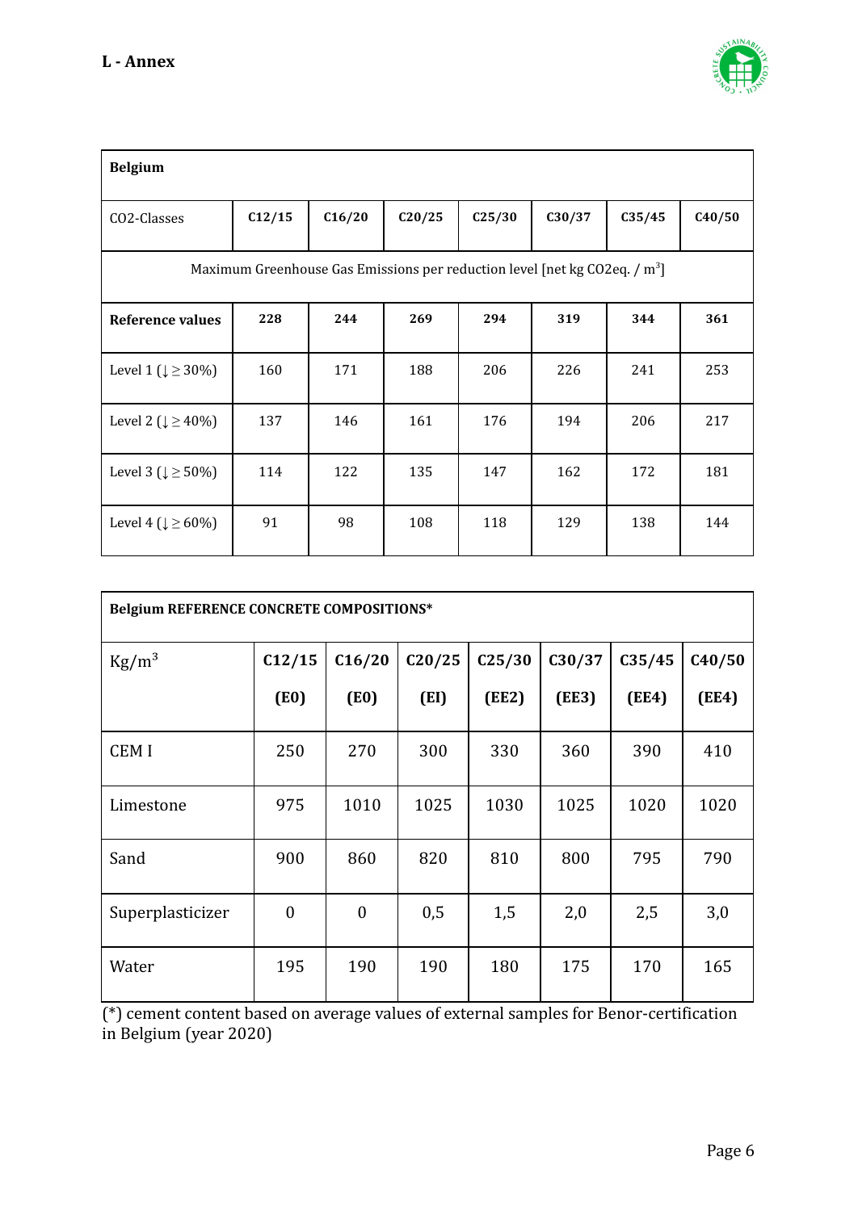## L - Annex

| Belgium | | | | | | | |
|---|---|---|---|---|---|---|---|
| CO2-Classes | C12/15 | C16/20 | C20/25 | C25/30 | C30/37 | C35/45 | C40/50 |
| Maximum Greenhouse Gas Emissions per reduction level [net kg CO2eq. / $m^3$] | | | | | | | |
| **Reference values** | **228** | **244** | **269** | **294** | **319** | **344** | **361** |
| Level 1 (↓ ≥ 30%) | 160 | 171 | 188 | 206 | 226 | 241 | 253 |
| Level 2 (↓ ≥ 40%) | 137 | 146 | 161 | 176 | 194 | 206 | 217 |
| Level 3 (↓ ≥ 50%) | 114 | 122 | 135 | 147 | 162 | 172 | 181 |
| Level 4 (↓ ≥ 60%) | 91 | 98 | 108 | 118 | 129 | 138 | 144 |

| Belgium REFERENCE CONCRETE COMPOSITIONS* | | | | | | | |
|---|---|---|---|---|---|---|---|
| Kg/$m^3$ | C12/15 (E0) | C16/20 (E0) | C20/25 (EI) | C25/30 (EE2) | C30/37 (EE3) | C35/45 (EE4) | C40/50 (EE4) |
| CEM I | 250 | 270 | 300 | 330 | 360 | 390 | 410 |
| Limestone | 975 | 1010 | 1025 | 1030 | 1025 | 1020 | 1020 |
| Sand | 900 | 860 | 820 | 810 | 800 | 795 | 790 |
| Superplasticizer | 0 | 0 | 0,5 | 1,5 | 2,0 | 2,5 | 3,0 |
| Water | 195 | 190 | 190 | 180 | 175 | 170 | 165 |

(*) cement content based on average values of external samples for Benor-certification in Belgium (year 2020)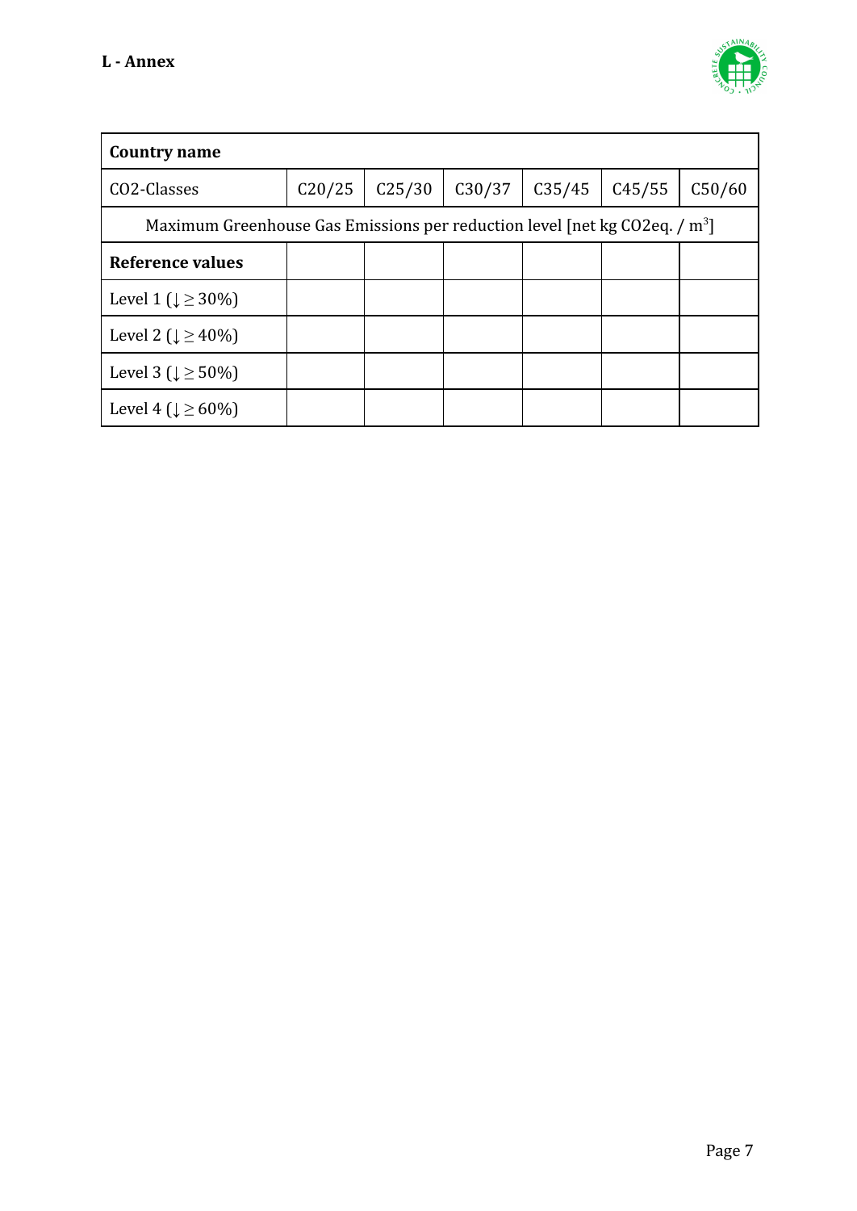## L - Annex

| Country name | | | | | | |
|---|---|---|---|---|---|---|
| $CO_2$-Classes | C20/25 | C25/30 | C30/37 | C35/45 | C45/55 | C50/60 |
| Maximum Greenhouse Gas Emissions per reduction level [net kg $CO_2$eq. / $m^3$] | | | | | | |
| **Reference values** | | | | | | |
| Level 1 (↓ ≥ 30%) | | | | | | |
| Level 2 (↓ ≥ 40%) | | | | | | |
| Level 3 (↓ ≥ 50%) | | | | | | |
| Level 4 (↓ ≥ 60%) | | | | | | |